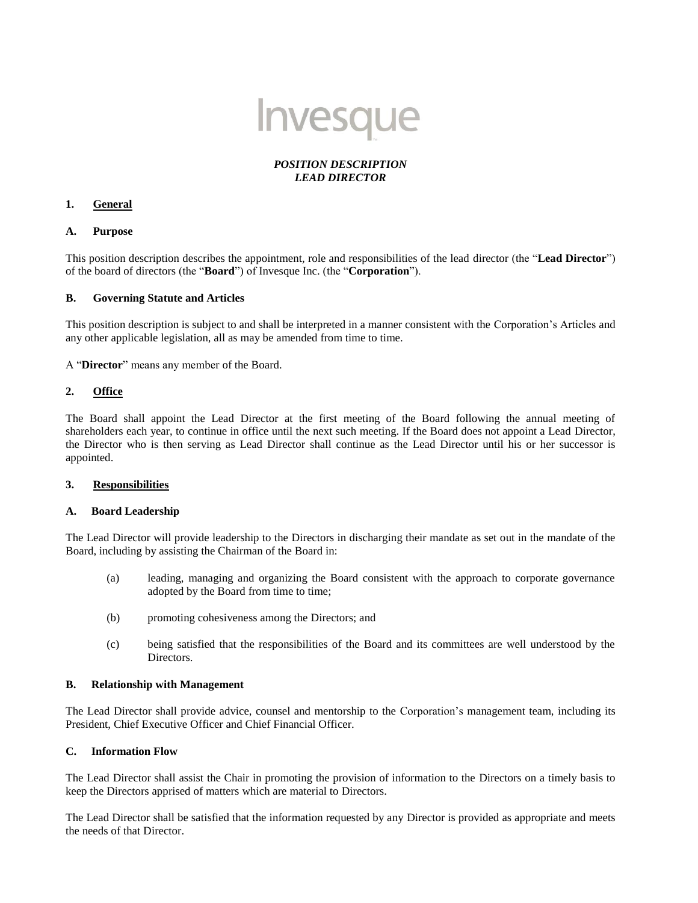Invesque

***POSITION DESCRIPTION***
***LEAD DIRECTOR***

## 1. General

### A. Purpose

This position description describes the appointment, role and responsibilities of the lead director (the "**Lead Director**") of the board of directors (the "**Board**") of Invesque Inc. (the "**Corporation**").

### B. Governing Statute and Articles

This position description is subject to and shall be interpreted in a manner consistent with the Corporation's Articles and any other applicable legislation, all as may be amended from time to time.

A "**Director**" means any member of the Board.

## 2. Office

The Board shall appoint the Lead Director at the first meeting of the Board following the annual meeting of shareholders each year, to continue in office until the next such meeting. If the Board does not appoint a Lead Director, the Director who is then serving as Lead Director shall continue as the Lead Director until his or her successor is appointed.

## 3. Responsibilities

### A. Board Leadership

The Lead Director will provide leadership to the Directors in discharging their mandate as set out in the mandate of the Board, including by assisting the Chairman of the Board in:

(a) leading, managing and organizing the Board consistent with the approach to corporate governance adopted by the Board from time to time;

(b) promoting cohesiveness among the Directors; and

(c) being satisfied that the responsibilities of the Board and its committees are well understood by the Directors.

### B. Relationship with Management

The Lead Director shall provide advice, counsel and mentorship to the Corporation's management team, including its President, Chief Executive Officer and Chief Financial Officer.

### C. Information Flow

The Lead Director shall assist the Chair in promoting the provision of information to the Directors on a timely basis to keep the Directors apprised of matters which are material to Directors.

The Lead Director shall be satisfied that the information requested by any Director is provided as appropriate and meets the needs of that Director.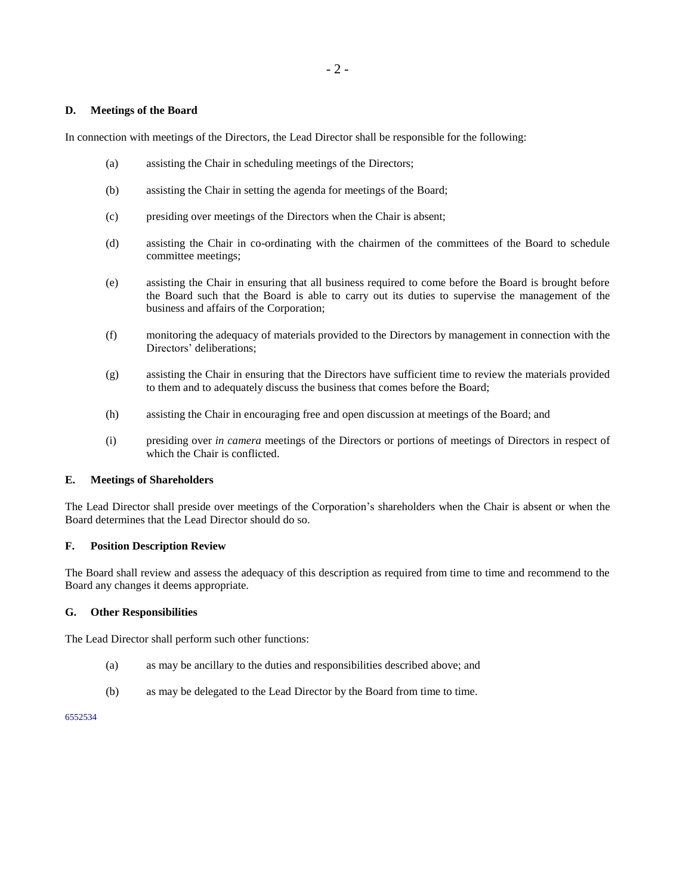### D. Meetings of the Board

In connection with meetings of the Directors, the Lead Director shall be responsible for the following:

(a) assisting the Chair in scheduling meetings of the Directors;

(b) assisting the Chair in setting the agenda for meetings of the Board;

(c) presiding over meetings of the Directors when the Chair is absent;

(d) assisting the Chair in co-ordinating with the chairmen of the committees of the Board to schedule committee meetings;

(e) assisting the Chair in ensuring that all business required to come before the Board is brought before the Board such that the Board is able to carry out its duties to supervise the management of the business and affairs of the Corporation;

(f) monitoring the adequacy of materials provided to the Directors by management in connection with the Directors' deliberations;

(g) assisting the Chair in ensuring that the Directors have sufficient time to review the materials provided to them and to adequately discuss the business that comes before the Board;

(h) assisting the Chair in encouraging free and open discussion at meetings of the Board; and

(i) presiding over *in camera* meetings of the Directors or portions of meetings of Directors in respect of which the Chair is conflicted.

### E. Meetings of Shareholders

The Lead Director shall preside over meetings of the Corporation's shareholders when the Chair is absent or when the Board determines that the Lead Director should do so.

### F. Position Description Review

The Board shall review and assess the adequacy of this description as required from time to time and recommend to the Board any changes it deems appropriate.

### G. Other Responsibilities

The Lead Director shall perform such other functions:

(a) as may be ancillary to the duties and responsibilities described above; and

(b) as may be delegated to the Lead Director by the Board from time to time.

6552534